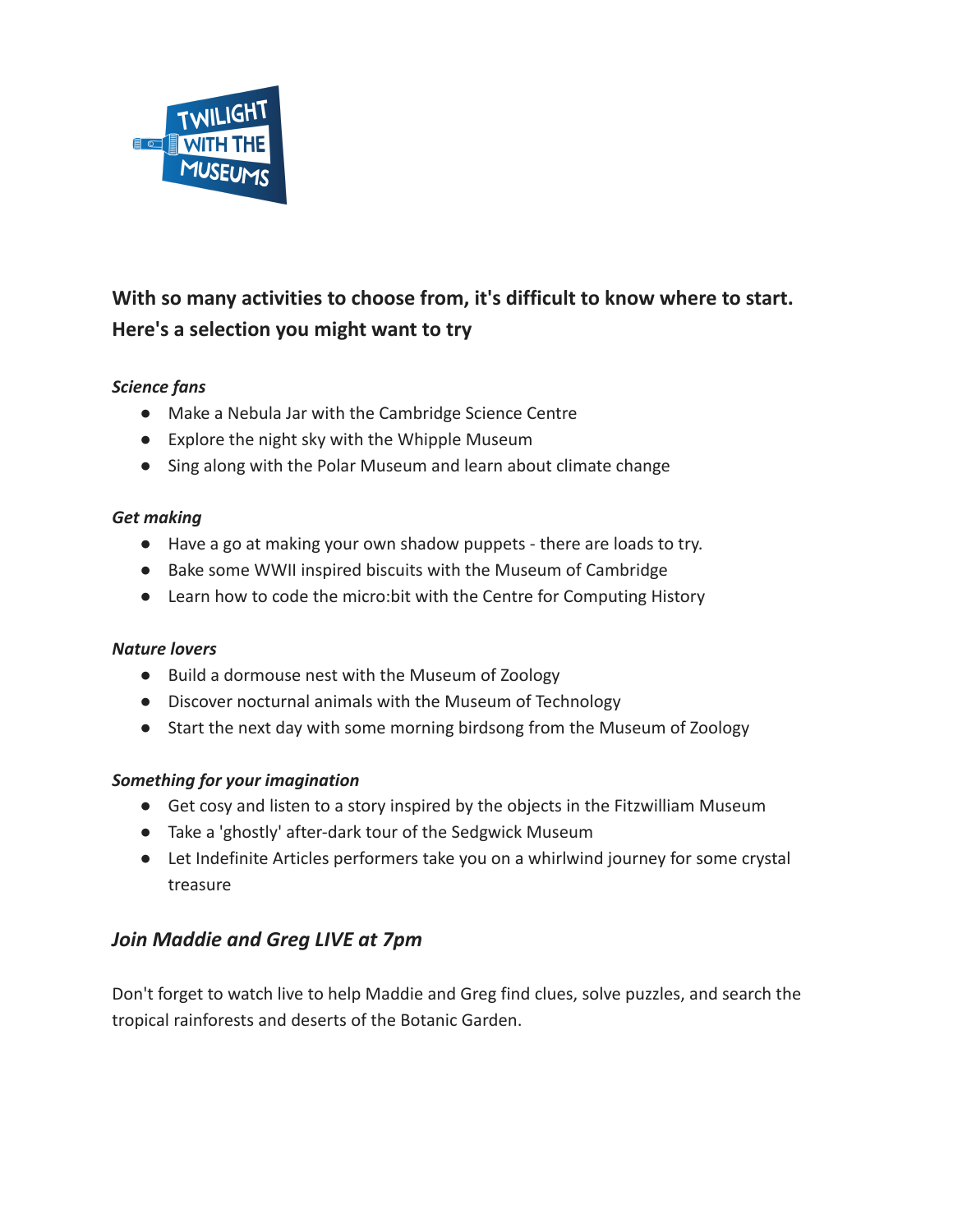**With so many activities to choose from, it's difficult to know where to start. Here's a selection you might want to try**

***Science fans***

- Make a Nebula Jar with the Cambridge Science Centre
- Explore the night sky with the Whipple Museum
- Sing along with the Polar Museum and learn about climate change

***Get making***

- Have a go at making your own shadow puppets - there are loads to try.
- Bake some WWII inspired biscuits with the Museum of Cambridge
- Learn how to code the micro:bit with the Centre for Computing History

***Nature lovers***

- Build a dormouse nest with the Museum of Zoology
- Discover nocturnal animals with the Museum of Technology
- Start the next day with some morning birdsong from the Museum of Zoology

***Something for your imagination***

- Get cosy and listen to a story inspired by the objects in the Fitzwilliam Museum
- Take a 'ghostly' after-dark tour of the Sedgwick Museum
- Let Indefinite Articles performers take you on a whirlwind journey for some crystal treasure

## *Join Maddie and Greg LIVE at 7pm*

Don't forget to watch live to help Maddie and Greg find clues, solve puzzles, and search the tropical rainforests and deserts of the Botanic Garden.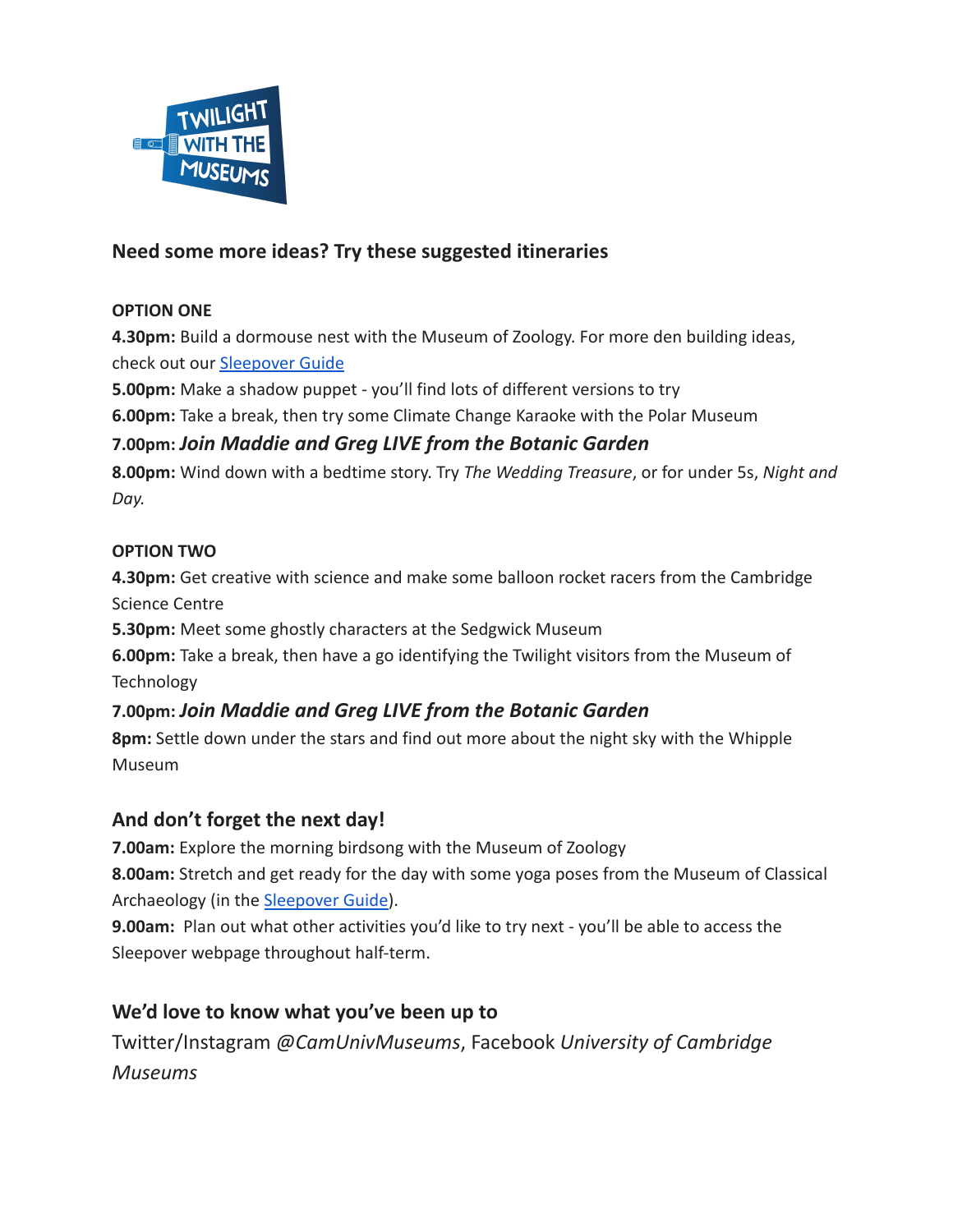TWILIGHT WITH THE MUSEUMS

## Need some more ideas? Try these suggested itineraries

**OPTION ONE**

**4.30pm:** Build a dormouse nest with the Museum of Zoology. For more den building ideas, check out our [Sleepover Guide]

**5.00pm:** Make a shadow puppet - you'll find lots of different versions to try

**6.00pm:** Take a break, then try some Climate Change Karaoke with the Polar Museum

**7.00pm:** ***Join Maddie and Greg LIVE from the Botanic Garden***

**8.00pm:** Wind down with a bedtime story. Try *The Wedding Treasure*, or for under 5s, *Night and Day.*

**OPTION TWO**

**4.30pm:** Get creative with science and make some balloon rocket racers from the Cambridge Science Centre

**5.30pm:** Meet some ghostly characters at the Sedgwick Museum

**6.00pm:** Take a break, then have a go identifying the Twilight visitors from the Museum of Technology

**7.00pm:** ***Join Maddie and Greg LIVE from the Botanic Garden***

**8pm:** Settle down under the stars and find out more about the night sky with the Whipple Museum

## And don't forget the next day!

**7.00am:** Explore the morning birdsong with the Museum of Zoology

**8.00am:** Stretch and get ready for the day with some yoga poses from the Museum of Classical Archaeology (in the [Sleepover Guide]).

**9.00am:** Plan out what other activities you'd like to try next - you'll be able to access the Sleepover webpage throughout half-term.

## We'd love to know what you've been up to

Twitter/Instagram *@CamUnivMuseums*, Facebook *University of Cambridge Museums*